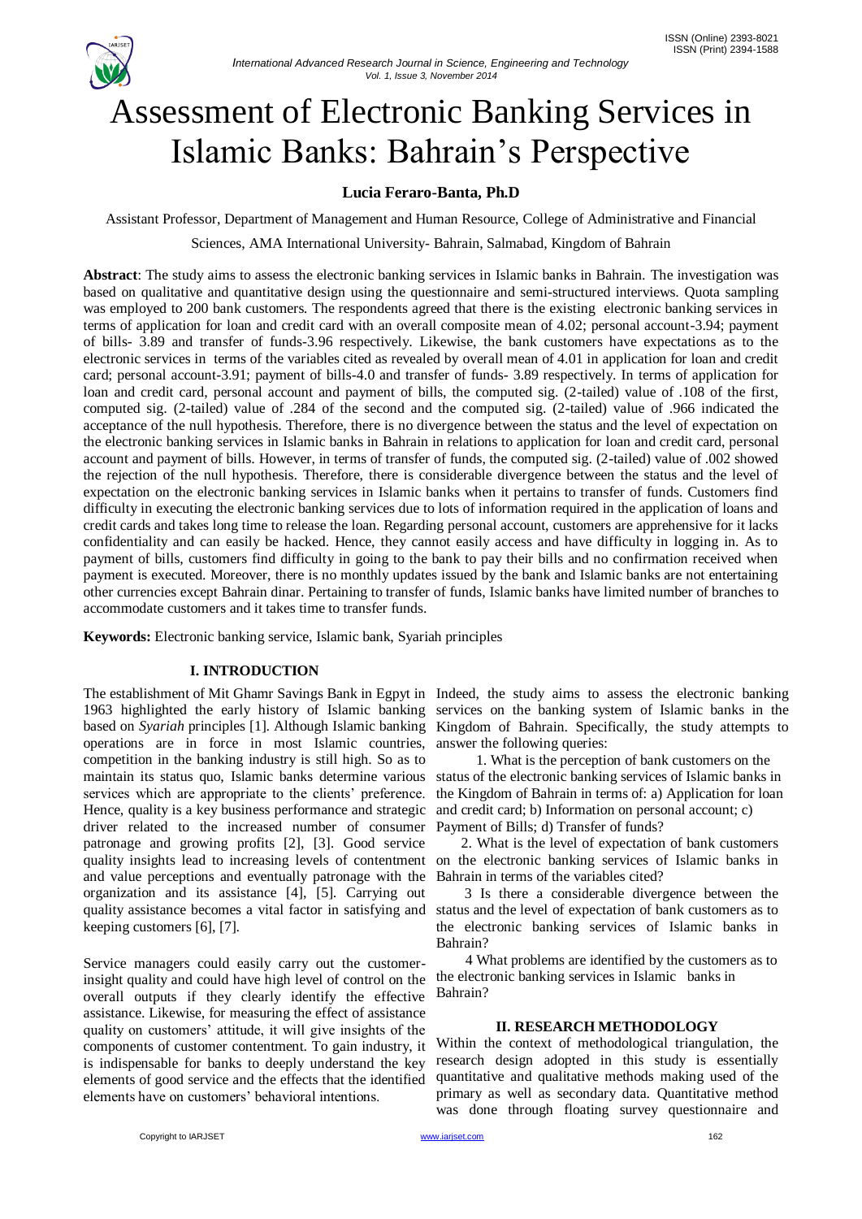# Assessment of Electronic Banking Services in Islamic Banks: Bahrain's Perspective

**Lucia Feraro-Banta, Ph.D**

Assistant Professor, Department of Management and Human Resource, College of Administrative and Financial Sciences, AMA International University- Bahrain, Salmabad, Kingdom of Bahrain

**Abstract**: The study aims to assess the electronic banking services in Islamic banks in Bahrain. The investigation was based on qualitative and quantitative design using the questionnaire and semi-structured interviews. Quota sampling was employed to 200 bank customers. The respondents agreed that there is the existing electronic banking services in terms of application for loan and credit card with an overall composite mean of 4.02; personal account-3.94; payment of bills- 3.89 and transfer of funds-3.96 respectively. Likewise, the bank customers have expectations as to the electronic services in terms of the variables cited as revealed by overall mean of 4.01 in application for loan and credit card; personal account-3.91; payment of bills-4.0 and transfer of funds- 3.89 respectively. In terms of application for loan and credit card, personal account and payment of bills, the computed sig. (2-tailed) value of .108 of the first, computed sig. (2-tailed) value of .284 of the second and the computed sig. (2-tailed) value of .966 indicated the acceptance of the null hypothesis. Therefore, there is no divergence between the status and the level of expectation on the electronic banking services in Islamic banks in Bahrain in relations to application for loan and credit card, personal account and payment of bills. However, in terms of transfer of funds, the computed sig. (2-tailed) value of .002 showed the rejection of the null hypothesis. Therefore, there is considerable divergence between the status and the level of expectation on the electronic banking services in Islamic banks when it pertains to transfer of funds. Customers find difficulty in executing the electronic banking services due to lots of information required in the application of loans and credit cards and takes long time to release the loan. Regarding personal account, customers are apprehensive for it lacks confidentiality and can easily be hacked. Hence, they cannot easily access and have difficulty in logging in. As to payment of bills, customers find difficulty in going to the bank to pay their bills and no confirmation received when payment is executed. Moreover, there is no monthly updates issued by the bank and Islamic banks are not entertaining other currencies except Bahrain dinar. Pertaining to transfer of funds, Islamic banks have limited number of branches to accommodate customers and it takes time to transfer funds.

**Keywords:** Electronic banking service, Islamic bank, Syariah principles

## I. INTRODUCTION

The establishment of Mit Ghamr Savings Bank in Egypt in 1963 highlighted the early history of Islamic banking based on *Syariah* principles [1]. Although Islamic banking operations are in force in most Islamic countries, competition in the banking industry is still high. So as to maintain its status quo, Islamic banks determine various services which are appropriate to the clients' preference. Hence, quality is a key business performance and strategic driver related to the increased number of consumer patronage and growing profits [2], [3]. Good service quality insights lead to increasing levels of contentment and value perceptions and eventually patronage with the organization and its assistance [4], [5]. Carrying out quality assistance becomes a vital factor in satisfying and keeping customers [6], [7].

Service managers could easily carry out the customer-insight quality and could have high level of control on the overall outputs if they clearly identify the effective assistance. Likewise, for measuring the effect of assistance quality on customers' attitude, it will give insights of the components of customer contentment. To gain industry, it is indispensable for banks to deeply understand the key elements of good service and the effects that the identified elements have on customers' behavioral intentions.

Indeed, the study aims to assess the electronic banking services on the banking system of Islamic banks in the Kingdom of Bahrain. Specifically, the study attempts to answer the following queries:

1. What is the perception of bank customers on the status of the electronic banking services of Islamic banks in the Kingdom of Bahrain in terms of: a) Application for loan and credit card; b) Information on personal account; c) Payment of Bills; d) Transfer of funds?

2. What is the level of expectation of bank customers on the electronic banking services of Islamic banks in Bahrain in terms of the variables cited?

3 Is there a considerable divergence between the status and the level of expectation of bank customers as to the electronic banking services of Islamic banks in Bahrain?

4 What problems are identified by the customers as to the electronic banking services in Islamic banks in Bahrain?

## II. RESEARCH METHODOLOGY

Within the context of methodological triangulation, the research design adopted in this study is essentially quantitative and qualitative methods making used of the primary as well as secondary data. Quantitative method was done through floating survey questionnaire and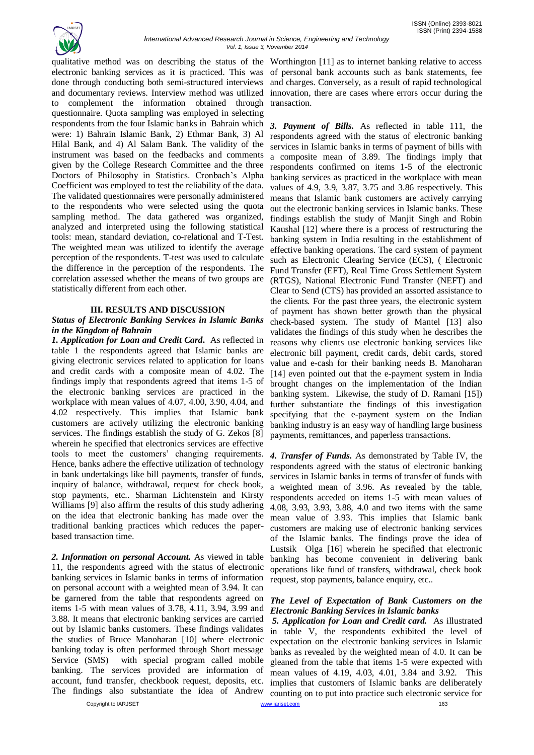qualitative method was on describing the status of the electronic banking services as it is practiced. This was done through conducting both semi-structured interviews and documentary reviews. Interview method was utilized to complement the information obtained through questionnaire. Quota sampling was employed in selecting respondents from the four Islamic banks in Bahrain which were: 1) Bahrain Islamic Bank, 2) Ethmar Bank, 3) Al Hilal Bank, and 4) Al Salam Bank. The validity of the instrument was based on the feedbacks and comments given by the College Research Committee and the three Doctors of Philosophy in Statistics. Cronbach's Alpha Coefficient was employed to test the reliability of the data. The validated questionnaires were personally administered to the respondents who were selected using the quota sampling method. The data gathered was organized, analyzed and interpreted using the following statistical tools: mean, standard deviation, co-relational and T-Test. The weighted mean was utilized to identify the average perception of the respondents. T-test was used to calculate the difference in the perception of the respondents. The correlation assessed whether the means of two groups are statistically different from each other.

## III. RESULTS AND DISCUSSION

### *Status of Electronic Banking Services in Islamic Banks in the Kingdom of Bahrain*

***1. Application for Loan and Credit Card.*** As reflected in table 1 the respondents agreed that Islamic banks are giving electronic services related to application for loans and credit cards with a composite mean of 4.02. The findings imply that respondents agreed that items 1-5 of the electronic banking services are practiced in the workplace with mean values of 4.07, 4.00, 3.90, 4.04, and 4.02 respectively. This implies that Islamic bank customers are actively utilizing the electronic banking services. The findings establish the study of G. Zekos [8] wherein he specified that electronics services are effective tools to meet the customers' changing requirements. Hence, banks adhere the effective utilization of technology in bank undertakings like bill payments, transfer of funds, inquiry of balance, withdrawal, request for check book, stop payments, etc.. Sharman Lichtenstein and Kirsty Williams [9] also affirm the results of this study adhering on the idea that electronic banking has made over the traditional banking practices which reduces the paper-based transaction time.

***2. Information on personal Account.*** As viewed in table 11, the respondents agreed with the status of electronic banking services in Islamic banks in terms of information on personal account with a weighted mean of 3.94. It can be garnered from the table that respondents agreed on items 1-5 with mean values of 3.78, 4.11, 3.94, 3.99 and 3.88. It means that electronic banking services are carried out by Islamic banks customers. These findings validates the studies of Bruce Manoharan [10] where electronic banking today is often performed through Short message Service (SMS) with special program called mobile banking. The services provided are information of account, fund transfer, checkbook request, deposits, etc. The findings also substantiate the idea of Andrew Worthington [11] as to internet banking relative to access of personal bank accounts such as bank statements, fee and charges. Conversely, as a result of rapid technological innovation, there are cases where errors occur during the transaction.

***3. Payment of Bills.*** As reflected in table 111, the respondents agreed with the status of electronic banking services in Islamic banks in terms of payment of bills with a composite mean of 3.89. The findings imply that respondents confirmed on items 1-5 of the electronic banking services as practiced in the workplace with mean values of 4.9, 3.9, 3.87, 3.75 and 3.86 respectively. This means that Islamic bank customers are actively carrying out the electronic banking services in Islamic banks. These findings establish the study of Manjit Singh and Robin Kaushal [12] where there is a process of restructuring the banking system in India resulting in the establishment of effective banking operations. The card system of payment such as Electronic Clearing Service (ECS), ( Electronic Fund Transfer (EFT), Real Time Gross Settlement System (RTGS), National Electronic Fund Transfer (NEFT) and Clear to Send (CTS) has provided an assorted assistance to the clients. For the past three years, the electronic system of payment has shown better growth than the physical check-based system. The study of Mantel [13] also validates the findings of this study when he describes the reasons why clients use electronic banking services like electronic bill payment, credit cards, debit cards, stored value and e-cash for their banking needs B. Manoharan [14] even pointed out that the e-payment system in India brought changes on the implementation of the Indian banking system. Likewise, the study of D. Ramani [15]) further substantiate the findings of this investigation specifying that the e-payment system on the Indian banking industry is an easy way of handling large business payments, remittances, and paperless transactions.

***4. Transfer of Funds.*** As demonstrated by Table IV, the respondents agreed with the status of electronic banking services in Islamic banks in terms of transfer of funds with a weighted mean of 3.96. As revealed by the table, respondents acceded on items 1-5 with mean values of 4.08, 3.93, 3.93, 3.88, 4.0 and two items with the same mean value of 3.93. This implies that Islamic bank customers are making use of electronic banking services of the Islamic banks. The findings prove the idea of Lustsik Olga [16] wherein he specified that electronic banking has become convenient in delivering bank operations like fund of transfers, withdrawal, check book request, stop payments, balance enquiry, etc..

### *The Level of Expectation of Bank Customers on the Electronic Banking Services in Islamic banks*

***5. Application for Loan and Credit card.*** As illustrated in table V, the respondents exhibited the level of expectation on the electronic banking services in Islamic banks as revealed by the weighted mean of 4.0. It can be gleaned from the table that items 1-5 were expected with mean values of 4.19, 4.03, 4.01, 3.84 and 3.92. This implies that customers of Islamic banks are deliberately counting on to put into practice such electronic service for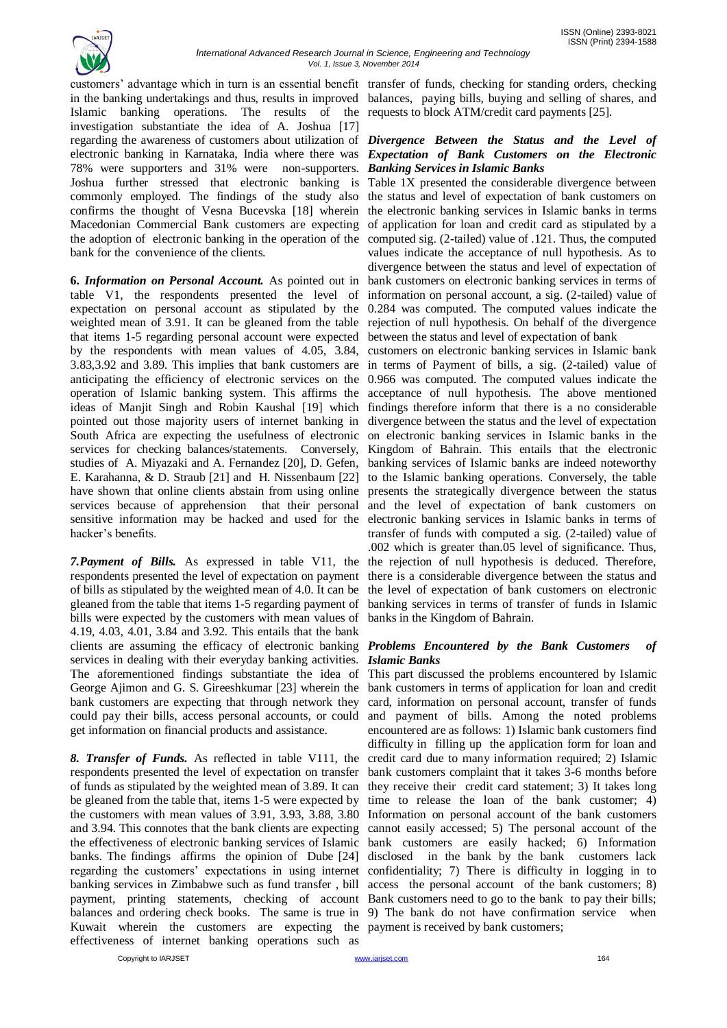customers' advantage which in turn is an essential benefit in the banking undertakings and thus, results in improved Islamic banking operations. The results of the investigation substantiate the idea of A. Joshua [17] regarding the awareness of customers about utilization of electronic banking in Karnataka, India where there was 78% were supporters and 31% were non-supporters. Joshua further stressed that electronic banking is commonly employed. The findings of the study also confirms the thought of Vesna Bucevska [18] wherein Macedonian Commercial Bank customers are expecting the adoption of electronic banking in the operation of the bank for the convenience of the clients.

**6.** ***Information on Personal Account.*** As pointed out in table V1, the respondents presented the level of expectation on personal account as stipulated by the weighted mean of 3.91. It can be gleaned from the table that items 1-5 regarding personal account were expected by the respondents with mean values of 4.05, 3.84, 3.83,3.92 and 3.89. This implies that bank customers are anticipating the efficiency of electronic services on the operation of Islamic banking system. This affirms the ideas of Manjit Singh and Robin Kaushal [19] which pointed out those majority users of internet banking in South Africa are expecting the usefulness of electronic services for checking balances/statements. Conversely, studies of A. Miyazaki and A. Fernandez [20], D. Gefen, E. Karahanna, & D. Straub [21] and H. Nissenbaum [22] have shown that online clients abstain from using online services because of apprehension that their personal sensitive information may be hacked and used for the hacker's benefits.

***7.Payment of Bills.*** As expressed in table V11, the respondents presented the level of expectation on payment of bills as stipulated by the weighted mean of 4.0. It can be gleaned from the table that items 1-5 regarding payment of bills were expected by the customers with mean values of 4.19, 4.03, 4.01, 3.84 and 3.92. This entails that the bank clients are assuming the efficacy of electronic banking services in dealing with their everyday banking activities. The aforementioned findings substantiate the idea of George Ajimon and G. S. Gireeshkumar [23] wherein the bank customers are expecting that through network they could pay their bills, access personal accounts, or could get information on financial products and assistance.

***8. Transfer of Funds.*** As reflected in table V111, the respondents presented the level of expectation on transfer of funds as stipulated by the weighted mean of 3.89. It can be gleaned from the table that, items 1-5 were expected by the customers with mean values of 3.91, 3.93, 3.88, 3.80 and 3.94. This connotes that the bank clients are expecting the effectiveness of electronic banking services of Islamic banks. The findings affirms the opinion of Dube [24] regarding the customers' expectations in using internet banking services in Zimbabwe such as fund transfer , bill payment, printing statements, checking of account balances and ordering check books. The same is true in Kuwait wherein the customers are expecting the effectiveness of internet banking operations such as transfer of funds, checking for standing orders, checking balances, paying bills, buying and selling of shares, and requests to block ATM/credit card payments [25].

### *Divergence Between the Status and the Level of Expectation of Bank Customers on the Electronic Banking Services in Islamic Banks*

Table 1X presented the considerable divergence between the status and level of expectation of bank customers on the electronic banking services in Islamic banks in terms of application for loan and credit card as stipulated by a computed sig. (2-tailed) value of .121. Thus, the computed values indicate the acceptance of null hypothesis. As to divergence between the status and level of expectation of bank customers on electronic banking services in terms of information on personal account, a sig. (2-tailed) value of 0.284 was computed. The computed values indicate the rejection of null hypothesis. On behalf of the divergence between the status and level of expectation of bank customers on electronic banking services in Islamic bank in terms of Payment of bills, a sig. (2-tailed) value of 0.966 was computed. The computed values indicate the acceptance of null hypothesis. The above mentioned findings therefore inform that there is a no considerable divergence between the status and the level of expectation on electronic banking services in Islamic banks in the Kingdom of Bahrain. This entails that the electronic banking services of Islamic banks are indeed noteworthy to the Islamic banking operations. Conversely, the table presents the strategically divergence between the status and the level of expectation of bank customers on electronic banking services in Islamic banks in terms of transfer of funds with computed a sig. (2-tailed) value of .002 which is greater than.05 level of significance. Thus, the rejection of null hypothesis is deduced. Therefore, there is a considerable divergence between the status and the level of expectation of bank customers on electronic banking services in terms of transfer of funds in Islamic banks in the Kingdom of Bahrain.

### *Problems Encountered by the Bank Customers of Islamic Banks*

This part discussed the problems encountered by Islamic bank customers in terms of application for loan and credit card, information on personal account, transfer of funds and payment of bills. Among the noted problems encountered are as follows: 1) Islamic bank customers find difficulty in filling up the application form for loan and credit card due to many information required; 2) Islamic bank customers complaint that it takes 3-6 months before they receive their credit card statement; 3) It takes long time to release the loan of the bank customer; 4) Information on personal account of the bank customers cannot easily accessed; 5) The personal account of the bank customers are easily hacked; 6) Information disclosed in the bank by the bank customers lack confidentiality; 7) There is difficulty in logging in to access the personal account of the bank customers; 8) Bank customers need to go to the bank to pay their bills; 9) The bank do not have confirmation service when payment is received by bank customers;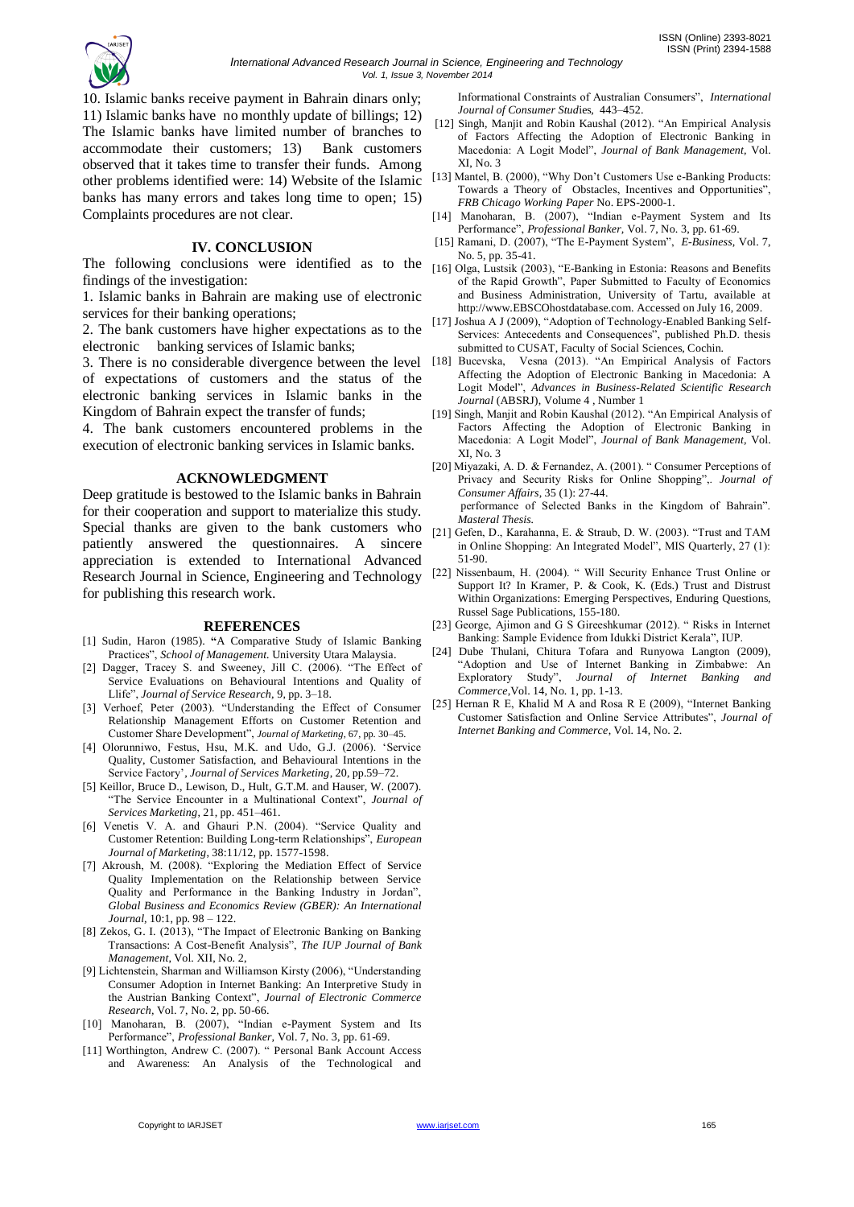10. Islamic banks receive payment in Bahrain dinars only; 11) Islamic banks have no monthly update of billings; 12) The Islamic banks have limited number of branches to accommodate their customers; 13) Bank customers observed that it takes time to transfer their funds. Among other problems identified were: 14) Website of the Islamic banks has many errors and takes long time to open; 15) Complaints procedures are not clear.

## IV. CONCLUSION

The following conclusions were identified as to the findings of the investigation:

1. Islamic banks in Bahrain are making use of electronic services for their banking operations;
2. The bank customers have higher expectations as to the electronic banking services of Islamic banks;
3. There is no considerable divergence between the level of expectations of customers and the status of the electronic banking services in Islamic banks in the Kingdom of Bahrain expect the transfer of funds;
4. The bank customers encountered problems in the execution of electronic banking services in Islamic banks.

## ACKNOWLEDGMENT

Deep gratitude is bestowed to the Islamic banks in Bahrain for their cooperation and support to materialize this study. Special thanks are given to the bank customers who patiently answered the questionnaires. A sincere appreciation is extended to International Advanced Research Journal in Science, Engineering and Technology for publishing this research work.

## REFERENCES

[1] Sudin, Haron (1985). **"**A Comparative Study of Islamic Banking Practices", *School of Management.* University Utara Malaysia.

[2] Dagger, Tracey S. and Sweeney, Jill C. (2006). "The Effect of Service Evaluations on Behavioural Intentions and Quality of Llife", *Journal of Service Research*, 9, pp. 3–18.

[3] Verhoef, Peter (2003). "Understanding the Effect of Consumer Relationship Management Efforts on Customer Retention and Customer Share Development", *Journal of Marketing*, 67, pp. 30–45.

[4] Olorunniwo, Festus, Hsu, M.K. and Udo, G.J. (2006). 'Service Quality, Customer Satisfaction, and Behavioural Intentions in the Service Factory', *Journal of Services Marketing*, 20, pp.59–72.

[5] Keillor, Bruce D., Lewison, D., Hult, G.T.M. and Hauser, W. (2007). "The Service Encounter in a Multinational Context", *Journal of Services Marketing*, 21, pp. 451–461.

[6] Venetis V. A. and Ghauri P.N. (2004). "Service Quality and Customer Retention: Building Long-term Relationships", *European Journal of Marketing*, 38:11/12, pp. 1577-1598.

[7] Akroush, M. (2008). "Exploring the Mediation Effect of Service Quality Implementation on the Relationship between Service Quality and Performance in the Banking Industry in Jordan", *Global Business and Economics Review (GBER): An International Journal*, 10:1, pp. 98 – 122.

[8] Zekos, G. I. (2013), "The Impact of Electronic Banking on Banking Transactions: A Cost-Benefit Analysis", *The IUP Journal of Bank Management*, Vol. XII, No. 2,

[9] Lichtenstein, Sharman and Williamson Kirsty (2006), "Understanding Consumer Adoption in Internet Banking: An Interpretive Study in the Austrian Banking Context", *Journal of Electronic Commerce Research*, Vol. 7, No. 2, pp. 50-66.

[10] Manoharan, B. (2007), "Indian e-Payment System and Its Performance", *Professional Banker,* Vol. 7, No. 3, pp. 61-69.

[11] Worthington, Andrew C. (2007). " Personal Bank Account Access and Awareness: An Analysis of the Technological and Informational Constraints of Australian Consumers", *International Journal of Consumer Studi*es, 443–452.

[12] Singh, Manjit and Robin Kaushal (2012). "An Empirical Analysis of Factors Affecting the Adoption of Electronic Banking in Macedonia: A Logit Model", *Journal of Bank Management,* Vol. XI, No. 3

[13] Mantel, B. (2000), "Why Don't Customers Use e-Banking Products: Towards a Theory of Obstacles, Incentives and Opportunities", *FRB Chicago Working Paper* No. EPS-2000-1.

[14] Manoharan, B. (2007), "Indian e-Payment System and Its Performance", *Professional Banker*, Vol. 7, No. 3, pp. 61-69.

[15] Ramani, D. (2007), "The E-Payment System", *E-Business,* Vol. 7, No. 5, pp. 35-41.

[16] Olga, Lustsik (2003), "E-Banking in Estonia: Reasons and Benefits of the Rapid Growth", Paper Submitted to Faculty of Economics and Business Administration, University of Tartu, available at http://www.EBSCOhostdatabase.com. Accessed on July 16, 2009.

[17] Joshua A J (2009), "Adoption of Technology-Enabled Banking Self-Services: Antecedents and Consequences", published Ph.D. thesis submitted to CUSAT, Faculty of Social Sciences, Cochin.

[18] Bucevska, Vesna (2013). "An Empirical Analysis of Factors Affecting the Adoption of Electronic Banking in Macedonia: A Logit Model", *Advances in Business-Related Scientific Research Journal* (ABSRJ), Volume 4 , Number 1

[19] Singh, Manjit and Robin Kaushal (2012). "An Empirical Analysis of Factors Affecting the Adoption of Electronic Banking in Macedonia: A Logit Model", *Journal of Bank Management,* Vol. XI, No. 3

[20] Miyazaki, A. D. & Fernandez, A. (2001). " Consumer Perceptions of Privacy and Security Risks for Online Shopping",. *Journal of Consumer Affairs*, 35 (1): 27-44.
performance of Selected Banks in the Kingdom of Bahrain". *Masteral Thesis.*

[21] Gefen, D., Karahanna, E. & Straub, D. W. (2003). "Trust and TAM in Online Shopping: An Integrated Model", MIS Quarterly, 27 (1): 51-90.

[22] Nissenbaum, H. (2004). " Will Security Enhance Trust Online or Support It? In Kramer, P. & Cook, K. (Eds.) Trust and Distrust Within Organizations: Emerging Perspectives, Enduring Questions, Russel Sage Publications, 155-180.

[23] George, Ajimon and G S Gireeshkumar (2012). " Risks in Internet Banking: Sample Evidence from Idukki District Kerala", IUP.

[24] Dube Thulani, Chitura Tofara and Runyowa Langton (2009), "Adoption and Use of Internet Banking in Zimbabwe: An Exploratory Study", *Journal of Internet Banking and Commerce,*Vol. 14, No. 1, pp. 1-13.

[25] Hernan R E, Khalid M A and Rosa R E (2009), "Internet Banking Customer Satisfaction and Online Service Attributes", *Journal of Internet Banking and Commerce*, Vol. 14, No. 2.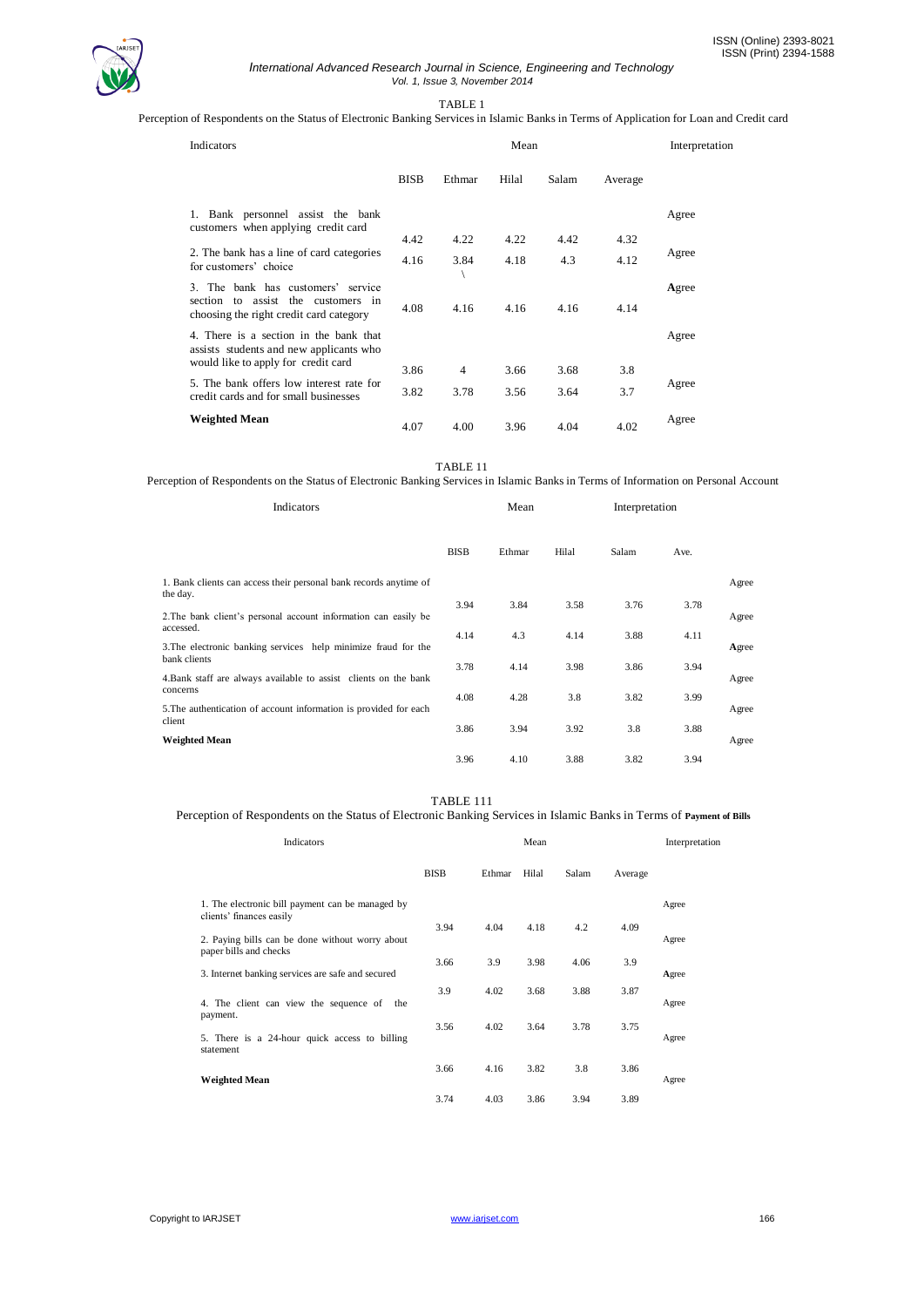TABLE 1

Perception of Respondents on the Status of Electronic Banking Services in Islamic Banks in Terms of Application for Loan and Credit card

| Indicators | Mean | | | | | Interpretation |
|---|---|---|---|---|---|---|
| | BISB | Ethmar | Hilal | Salam | Average | |
| 1. Bank personnel assist the bank customers when applying credit card | 4.42 | 4.22 | 4.22 | 4.42 | 4.32 | Agree |
| 2. The bank has a line of card categories for customers' choice | 4.16 | 3.84 \ | 4.18 | 4.3 | 4.12 | Agree |
| 3. The bank has customers' service section to assist the customers in choosing the right credit card category | 4.08 | 4.16 | 4.16 | 4.16 | 4.14 | Agree |
| 4. There is a section in the bank that assists students and new applicants who would like to apply for credit card | 3.86 | 4 | 3.66 | 3.68 | 3.8 | Agree |
| 5. The bank offers low interest rate for credit cards and for small businesses | 3.82 | 3.78 | 3.56 | 3.64 | 3.7 | Agree |
| **Weighted Mean** | 4.07 | 4.00 | 3.96 | 4.04 | 4.02 | Agree |

TABLE 11

Perception of Respondents on the Status of Electronic Banking Services in Islamic Banks in Terms of Information on Personal Account

| Indicators | Mean | | | | | Interpretation |
|---|---|---|---|---|---|---|
| | BISB | Ethmar | Hilal | Salam | Ave. | |
| 1. Bank clients can access their personal bank records anytime of the day. | 3.94 | 3.84 | 3.58 | 3.76 | 3.78 | Agree |
| 2.The bank client's personal account information can easily be accessed. | 4.14 | 4.3 | 4.14 | 3.88 | 4.11 | Agree |
| 3.The electronic banking services help minimize fraud for the bank clients | 3.78 | 4.14 | 3.98 | 3.86 | 3.94 | Agree |
| 4.Bank staff are always available to assist clients on the bank concerns | 4.08 | 4.28 | 3.8 | 3.82 | 3.99 | Agree |
| 5.The authentication of account information is provided for each client | 3.86 | 3.94 | 3.92 | 3.8 | 3.88 | Agree |
| **Weighted Mean** | 3.96 | 4.10 | 3.88 | 3.82 | 3.94 | Agree |

TABLE 111

Perception of Respondents on the Status of Electronic Banking Services in Islamic Banks in Terms of **Payment of Bills**

| Indicators | Mean | | | | | Interpretation |
|---|---|---|---|---|---|---|
| | BISB | Ethmar | Hilal | Salam | Average | |
| 1. The electronic bill payment can be managed by clients' finances easily | 3.94 | 4.04 | 4.18 | 4.2 | 4.09 | Agree |
| 2. Paying bills can be done without worry about paper bills and checks | 3.66 | 3.9 | 3.98 | 4.06 | 3.9 | Agree |
| 3. Internet banking services are safe and secured | 3.9 | 4.02 | 3.68 | 3.88 | 3.87 | Agree |
| 4. The client can view the sequence of the payment. | 3.56 | 4.02 | 3.64 | 3.78 | 3.75 | Agree |
| 5. There is a 24-hour quick access to billing statement | 3.66 | 4.16 | 3.82 | 3.8 | 3.86 | Agree |
| **Weighted Mean** | 3.74 | 4.03 | 3.86 | 3.94 | 3.89 | Agree |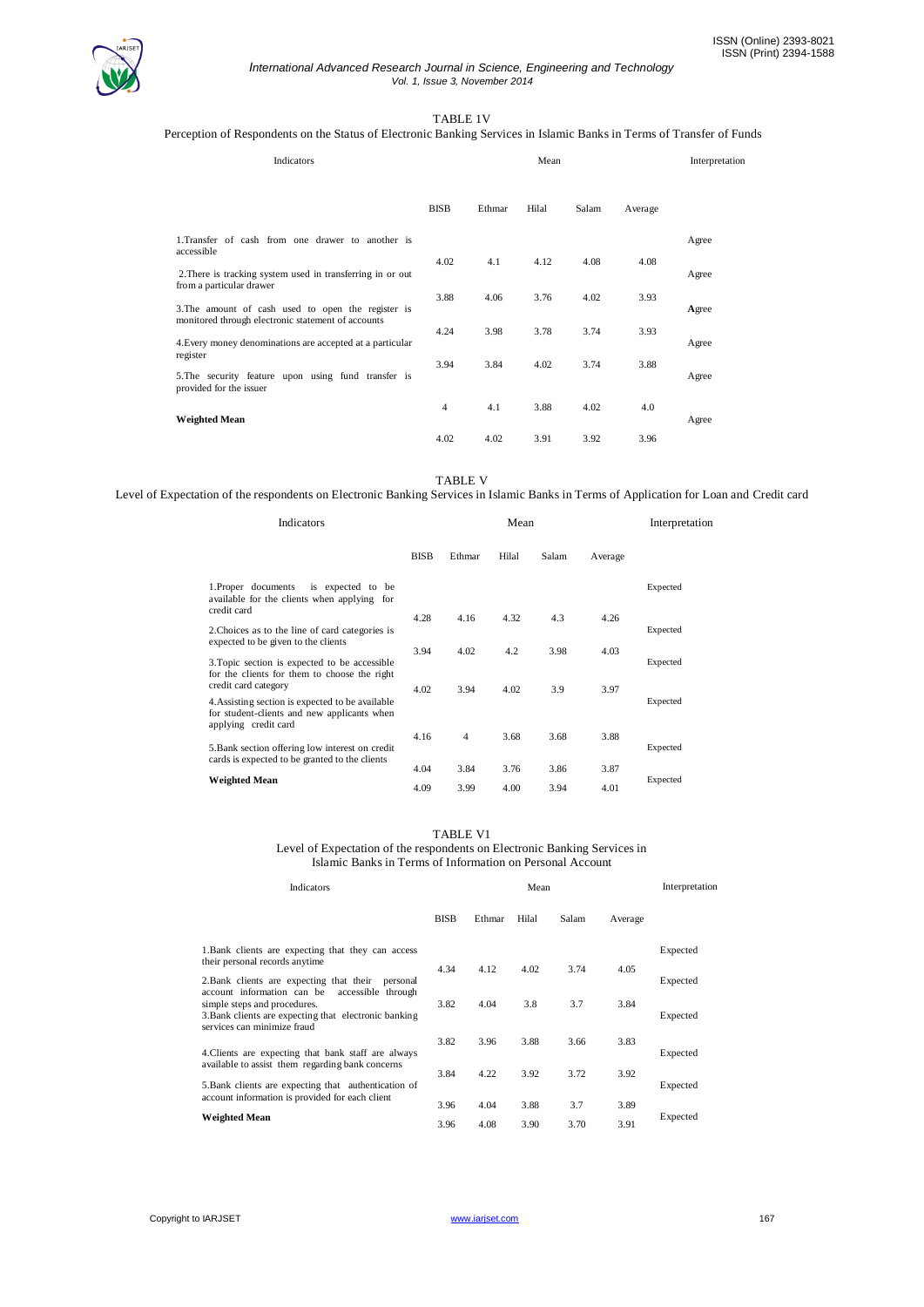TABLE 1V

Perception of Respondents on the Status of Electronic Banking Services in Islamic Banks in Terms of Transfer of Funds

| Indicators | Mean | | | | | Interpretation |
|---|---|---|---|---|---|---|
| | BISB | Ethmar | Hilal | Salam | Average | |
| 1.Transfer of cash from one drawer to another is accessible | 4.02 | 4.1 | 4.12 | 4.08 | 4.08 | Agree |
| 2.There is tracking system used in transferring in or out from a particular drawer | 3.88 | 4.06 | 3.76 | 4.02 | 3.93 | Agree |
| 3.The amount of cash used to open the register is monitored through electronic statement of accounts | 4.24 | 3.98 | 3.78 | 3.74 | 3.93 | Agree |
| 4.Every money denominations are accepted at a particular register | 3.94 | 3.84 | 4.02 | 3.74 | 3.88 | Agree |
| 5.The security feature upon using fund transfer is provided for the issuer | 4 | 4.1 | 3.88 | 4.02 | 4.0 | Agree |
| **Weighted Mean** | 4.02 | 4.02 | 3.91 | 3.92 | 3.96 | Agree |

TABLE V

Level of Expectation of the respondents on Electronic Banking Services in Islamic Banks in Terms of Application for Loan and Credit card

| Indicators | Mean | | | | | Interpretation |
|---|---|---|---|---|---|---|
| | BISB | Ethmar | Hilal | Salam | Average | |
| 1.Proper documents is expected to be available for the clients when applying for credit card | 4.28 | 4.16 | 4.32 | 4.3 | 4.26 | Expected |
| 2.Choices as to the line of card categories is expected to be given to the clients | 3.94 | 4.02 | 4.2 | 3.98 | 4.03 | Expected |
| 3.Topic section is expected to be accessible for the clients for them to choose the right credit card category | 4.02 | 3.94 | 4.02 | 3.9 | 3.97 | Expected |
| 4.Assisting section is expected to be available for student-clients and new applicants when applying credit card | 4.16 | 4 | 3.68 | 3.68 | 3.88 | Expected |
| 5.Bank section offering low interest on credit cards is expected to be granted to the clients | 4.04 | 3.84 | 3.76 | 3.86 | 3.87 | Expected |
| **Weighted Mean** | 4.09 | 3.99 | 4.00 | 3.94 | 4.01 | Expected |

TABLE V1

Level of Expectation of the respondents on Electronic Banking Services in Islamic Banks in Terms of Information on Personal Account

| Indicators | Mean | | | | | Interpretation |
|---|---|---|---|---|---|---|
| | BISB | Ethmar | Hilal | Salam | Average | |
| 1.Bank clients are expecting that they can access their personal records anytime | 4.34 | 4.12 | 4.02 | 3.74 | 4.05 | Expected |
| 2.Bank clients are expecting that their personal account information can be accessible through simple steps and procedures. | 3.82 | 4.04 | 3.8 | 3.7 | 3.84 | Expected |
| 3.Bank clients are expecting that electronic banking services can minimize fraud | 3.82 | 3.96 | 3.88 | 3.66 | 3.83 | Expected |
| 4.Clients are expecting that bank staff are always available to assist them regarding bank concerns | 3.84 | 4.22 | 3.92 | 3.72 | 3.92 | Expected |
| 5.Bank clients are expecting that authentication of account information is provided for each client | 3.96 | 4.04 | 3.88 | 3.7 | 3.89 | Expected |
| **Weighted Mean** | 3.96 | 4.08 | 3.90 | 3.70 | 3.91 | Expected |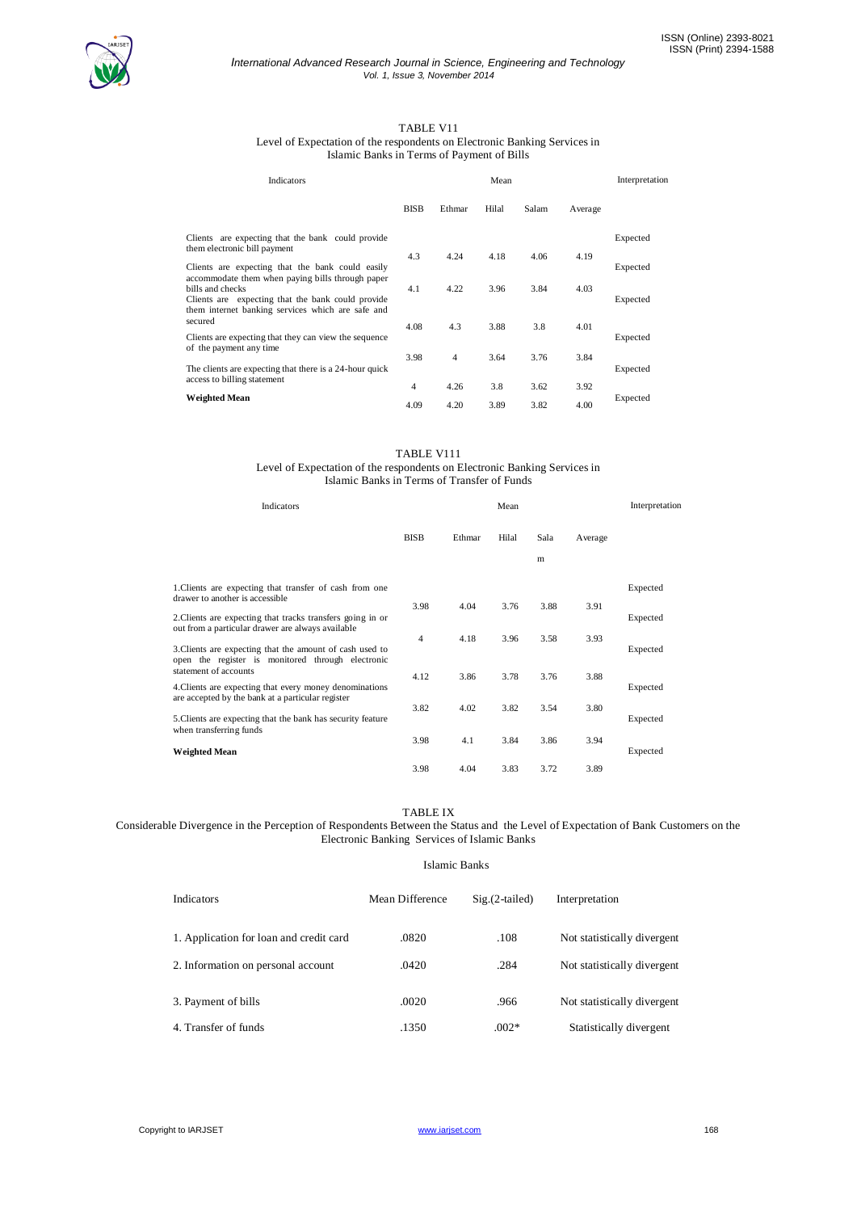TABLE V11

Level of Expectation of the respondents on Electronic Banking Services in Islamic Banks in Terms of Payment of Bills

| Indicators | Mean | | | | | Interpretation |
|---|---|---|---|---|---|---|
| | BISB | Ethmar | Hilal | Salam | Average | |
| Clients are expecting that the bank could provide them electronic bill payment | 4.3 | 4.24 | 4.18 | 4.06 | 4.19 | Expected |
| Clients are expecting that the bank could easily accommodate them when paying bills through paper bills and checks | 4.1 | 4.22 | 3.96 | 3.84 | 4.03 | Expected |
| Clients are expecting that the bank could provide them internet banking services which are safe and secured | 4.08 | 4.3 | 3.88 | 3.8 | 4.01 | Expected |
| Clients are expecting that they can view the sequence of the payment any time | 3.98 | 4 | 3.64 | 3.76 | 3.84 | Expected |
| The clients are expecting that there is a 24-hour quick access to billing statement | 4 | 4.26 | 3.8 | 3.62 | 3.92 | Expected |
| **Weighted Mean** | 4.09 | 4.20 | 3.89 | 3.82 | 4.00 | Expected |

TABLE V111

Level of Expectation of the respondents on Electronic Banking Services in Islamic Banks in Terms of Transfer of Funds

| Indicators | Mean | | | | | Interpretation |
|---|---|---|---|---|---|---|
| | BISB | Ethmar | Hilal | Salam | Average | |
| 1.Clients are expecting that transfer of cash from one drawer to another is accessible | 3.98 | 4.04 | 3.76 | 3.88 | 3.91 | Expected |
| 2.Clients are expecting that tracks transfers going in or out from a particular drawer are always available | 4 | 4.18 | 3.96 | 3.58 | 3.93 | Expected |
| 3.Clients are expecting that the amount of cash used to open the register is monitored through electronic statement of accounts | 4.12 | 3.86 | 3.78 | 3.76 | 3.88 | Expected |
| 4.Clients are expecting that every money denominations are accepted by the bank at a particular register | 3.82 | 4.02 | 3.82 | 3.54 | 3.80 | Expected |
| 5.Clients are expecting that the bank has security feature when transferring funds | 3.98 | 4.1 | 3.84 | 3.86 | 3.94 | Expected |
| **Weighted Mean** | 3.98 | 4.04 | 3.83 | 3.72 | 3.89 | Expected |

TABLE IX

Considerable Divergence in the Perception of Respondents Between the Status and the Level of Expectation of Bank Customers on the Electronic Banking Services of Islamic Banks

| | Islamic Banks | | |
|---|---|---|---|
| Indicators | Mean Difference | Sig.(2-tailed) | Interpretation |
| 1. Application for loan and credit card | .0820 | .108 | Not statistically divergent |
| 2. Information on personal account | .0420 | .284 | Not statistically divergent |
| 3. Payment of bills | .0020 | .966 | Not statistically divergent |
| 4. Transfer of funds | .1350 | .002* | Statistically divergent |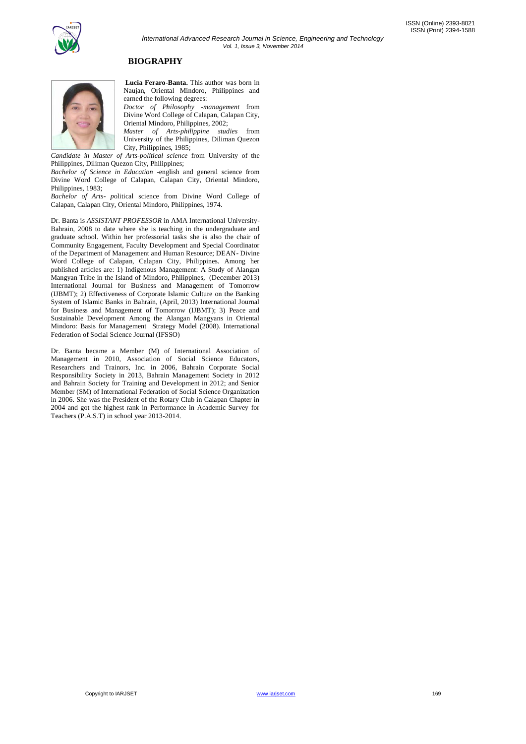## BIOGRAPHY

**Lucia Feraro-Banta.** This author was born in Naujan, Oriental Mindoro, Philippines and earned the following degrees:

*Doctor of Philosophy -management* from Divine Word College of Calapan, Calapan City, Oriental Mindoro, Philippines, 2002;

*Master of Arts-philippine studies* from University of the Philippines, Diliman Quezon City, Philippines, 1985;

*Candidate in Master of Arts-political science* from University of the Philippines, Diliman Quezon City, Philippines;

*Bachelor of Science in Education* -english and general science from Divine Word College of Calapan, Calapan City, Oriental Mindoro, Philippines, 1983;

*Bachelor of Arts- p*olitical science from Divine Word College of Calapan, Calapan City, Oriental Mindoro, Philippines, 1974.

Dr. Banta is *ASSISTANT PROFESSOR* in AMA International University-Bahrain, 2008 to date where she is teaching in the undergraduate and graduate school. Within her professorial tasks she is also the chair of Community Engagement, Faculty Development and Special Coordinator of the Department of Management and Human Resource; DEAN- Divine Word College of Calapan, Calapan City, Philippines. Among her published articles are: 1) Indigenous Management: A Study of Alangan Mangyan Tribe in the Island of Mindoro, Philippines, (December 2013) International Journal for Business and Management of Tomorrow (IJBMT); 2) Effectiveness of Corporate Islamic Culture on the Banking System of Islamic Banks in Bahrain, (April, 2013) International Journal for Business and Management of Tomorrow (IJBMT); 3) Peace and Sustainable Development Among the Alangan Mangyans in Oriental Mindoro: Basis for Management Strategy Model (2008). International Federation of Social Science Journal (IFSSO)

Dr. Banta became a Member (M) of International Association of Management in 2010, Association of Social Science Educators, Researchers and Trainors, Inc. in 2006, Bahrain Corporate Social Responsibility Society in 2013, Bahrain Management Society in 2012 and Bahrain Society for Training and Development in 2012; and Senior Member (SM) of International Federation of Social Science Organization in 2006. She was the President of the Rotary Club in Calapan Chapter in 2004 and got the highest rank in Performance in Academic Survey for Teachers (P.A.S.T) in school year 2013-2014.